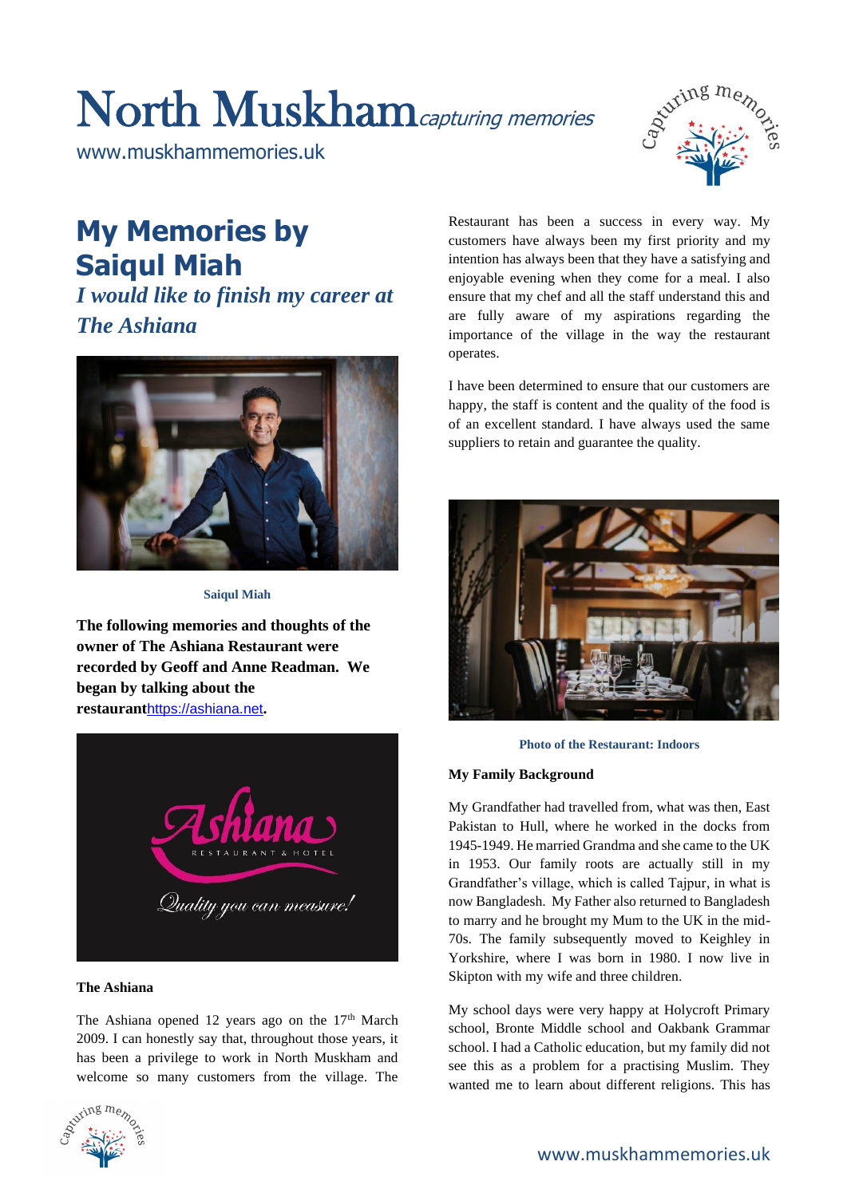# North Muskham *capturing memories*

www.muskhammemories.uk

## My Memories by Saiqul Miah

### *I would like to finish my career at The Ashiana*

Saiqul Miah

**The following memories and thoughts of the owner of The Ashiana Restaurant were recorded by Geoff and Anne Readman. We began by talking about the restaurant**https://ashiana.net**.**

**The Ashiana**

The Ashiana opened 12 years ago on the 17th March 2009. I can honestly say that, throughout those years, it has been a privilege to work in North Muskham and welcome so many customers from the village. The Restaurant has been a success in every way. My customers have always been my first priority and my intention has always been that they have a satisfying and enjoyable evening when they come for a meal. I also ensure that my chef and all the staff understand this and are fully aware of my aspirations regarding the importance of the village in the way the restaurant operates.

I have been determined to ensure that our customers are happy, the staff is content and the quality of the food is of an excellent standard. I have always used the same suppliers to retain and guarantee the quality.

Photo of the Restaurant: Indoors

**My Family Background**

My Grandfather had travelled from, what was then, East Pakistan to Hull, where he worked in the docks from 1945-1949. He married Grandma and she came to the UK in 1953. Our family roots are actually still in my Grandfather's village, which is called Tajpur, in what is now Bangladesh. My Father also returned to Bangladesh to marry and he brought my Mum to the UK in the mid-70s. The family subsequently moved to Keighley in Yorkshire, where I was born in 1980. I now live in Skipton with my wife and three children.

My school days were very happy at Holycroft Primary school, Bronte Middle school and Oakbank Grammar school. I had a Catholic education, but my family did not see this as a problem for a practising Muslim. They wanted me to learn about different religions. This has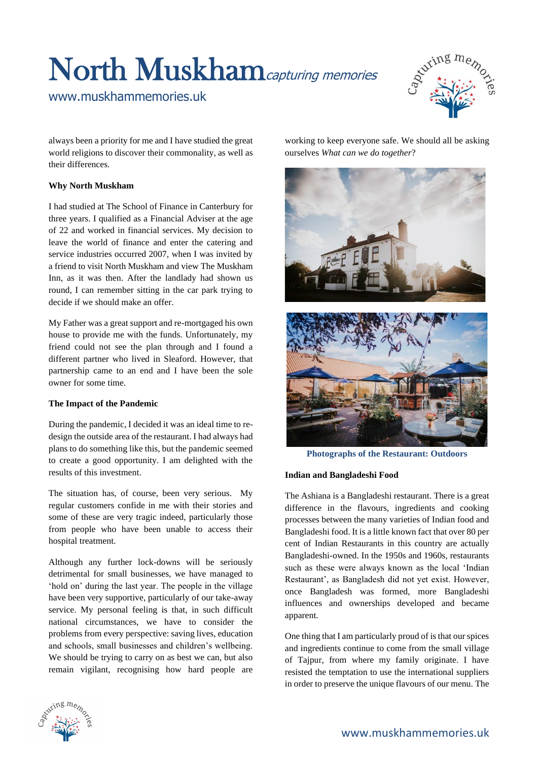always been a priority for me and I have studied the great world religions to discover their commonality, as well as their differences.

**Why North Muskham**

I had studied at The School of Finance in Canterbury for three years. I qualified as a Financial Adviser at the age of 22 and worked in financial services. My decision to leave the world of finance and enter the catering and service industries occurred 2007, when I was invited by a friend to visit North Muskham and view The Muskham Inn, as it was then. After the landlady had shown us round, I can remember sitting in the car park trying to decide if we should make an offer.

My Father was a great support and re-mortgaged his own house to provide me with the funds. Unfortunately, my friend could not see the plan through and I found a different partner who lived in Sleaford. However, that partnership came to an end and I have been the sole owner for some time.

**The Impact of the Pandemic**

During the pandemic, I decided it was an ideal time to re-design the outside area of the restaurant. I had always had plans to do something like this, but the pandemic seemed to create a good opportunity. I am delighted with the results of this investment.

The situation has, of course, been very serious. My regular customers confide in me with their stories and some of these are very tragic indeed, particularly those from people who have been unable to access their hospital treatment.

Although any further lock-downs will be seriously detrimental for small businesses, we have managed to 'hold on' during the last year. The people in the village have been very supportive, particularly of our take-away service. My personal feeling is that, in such difficult national circumstances, we have to consider the problems from every perspective: saving lives, education and schools, small businesses and children's wellbeing. We should be trying to carry on as best we can, but also remain vigilant, recognising how hard people are working to keep everyone safe. We should all be asking ourselves *What can we do together*?

**Photographs of the Restaurant: Outdoors**

**Indian and Bangladeshi Food**

The Ashiana is a Bangladeshi restaurant. There is a great difference in the flavours, ingredients and cooking processes between the many varieties of Indian food and Bangladeshi food. It is a little known fact that over 80 per cent of Indian Restaurants in this country are actually Bangladeshi-owned. In the 1950s and 1960s, restaurants such as these were always known as the local 'Indian Restaurant', as Bangladesh did not yet exist. However, once Bangladesh was formed, more Bangladeshi influences and ownerships developed and became apparent.

One thing that I am particularly proud of is that our spices and ingredients continue to come from the small village of Tajpur, from where my family originate. I have resisted the temptation to use the international suppliers in order to preserve the unique flavours of our menu. The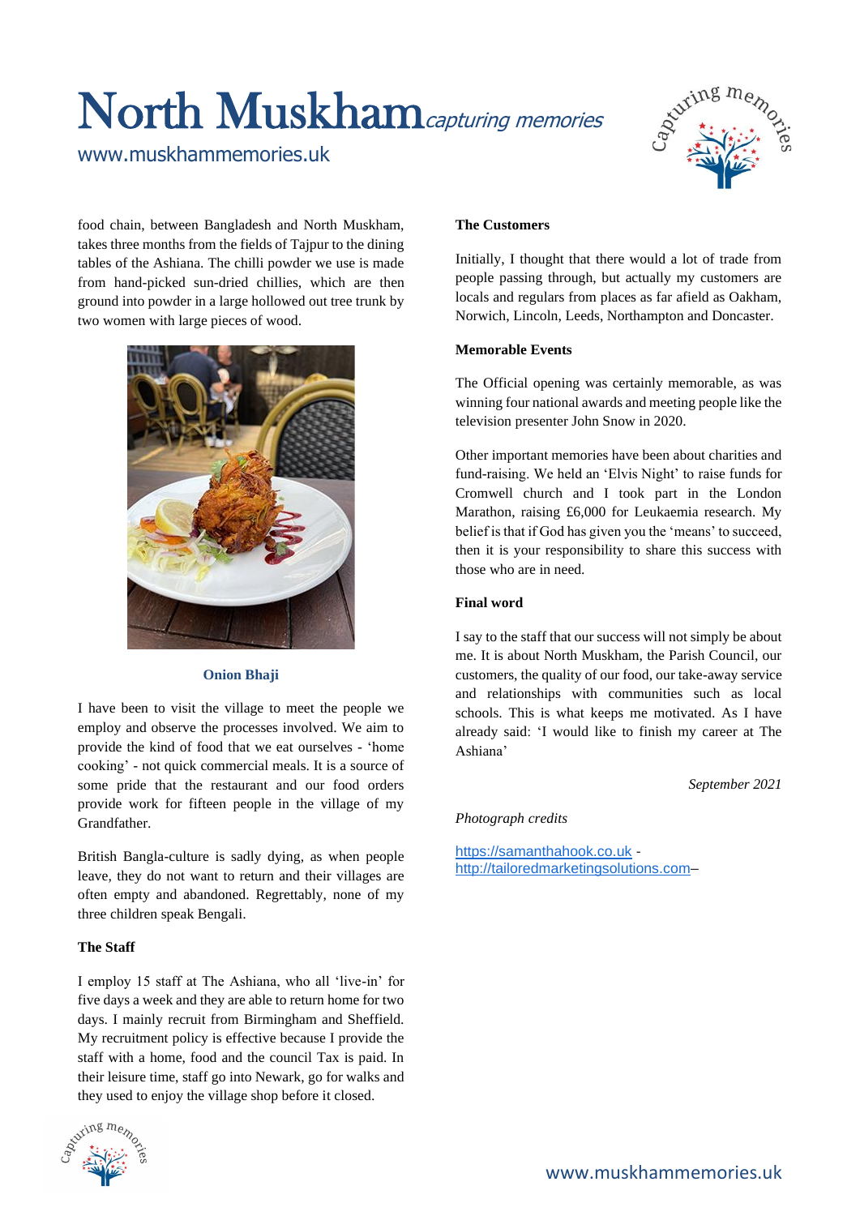food chain, between Bangladesh and North Muskham, takes three months from the fields of Tajpur to the dining tables of the Ashiana. The chilli powder we use is made from hand-picked sun-dried chillies, which are then ground into powder in a large hollowed out tree trunk by two women with large pieces of wood.

**Onion Bhaji**

I have been to visit the village to meet the people we employ and observe the processes involved. We aim to provide the kind of food that we eat ourselves - 'home cooking' - not quick commercial meals. It is a source of some pride that the restaurant and our food orders provide work for fifteen people in the village of my Grandfather.

British Bangla-culture is sadly dying, as when people leave, they do not want to return and their villages are often empty and abandoned. Regrettably, none of my three children speak Bengali.

**The Staff**

I employ 15 staff at The Ashiana, who all 'live-in' for five days a week and they are able to return home for two days. I mainly recruit from Birmingham and Sheffield. My recruitment policy is effective because I provide the staff with a home, food and the council Tax is paid. In their leisure time, staff go into Newark, go for walks and they used to enjoy the village shop before it closed.

**The Customers**

Initially, I thought that there would a lot of trade from people passing through, but actually my customers are locals and regulars from places as far afield as Oakham, Norwich, Lincoln, Leeds, Northampton and Doncaster.

**Memorable Events**

The Official opening was certainly memorable, as was winning four national awards and meeting people like the television presenter John Snow in 2020.

Other important memories have been about charities and fund-raising. We held an 'Elvis Night' to raise funds for Cromwell church and I took part in the London Marathon, raising £6,000 for Leukaemia research. My belief is that if God has given you the 'means' to succeed, then it is your responsibility to share this success with those who are in need.

**Final word**

I say to the staff that our success will not simply be about me. It is about North Muskham, the Parish Council, our customers, the quality of our food, our take-away service and relationships with communities such as local schools. This is what keeps me motivated. As I have already said: 'I would like to finish my career at The Ashiana'

*September 2021*

*Photograph credits*

https://samanthahook.co.uk - http://tailoredmarketingsolutions.com–